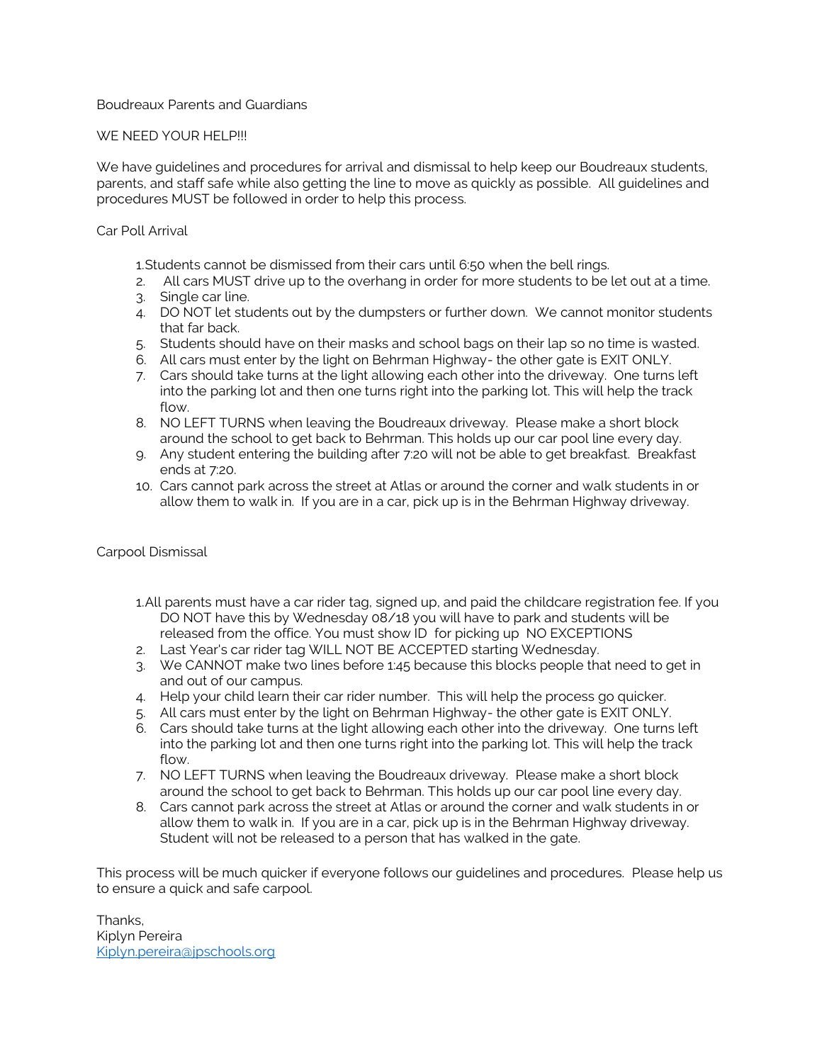Boudreaux Parents and Guardians

WE NEED YOUR HELP!!!

We have guidelines and procedures for arrival and dismissal to help keep our Boudreaux students, parents, and staff safe while also getting the line to move as quickly as possible. All guidelines and procedures MUST be followed in order to help this process.

Car Poll Arrival

1. Students cannot be dismissed from their cars until 6:50 when the bell rings.
2. All cars MUST drive up to the overhang in order for more students to be let out at a time.
3. Single car line.
4. DO NOT let students out by the dumpsters or further down. We cannot monitor students that far back.
5. Students should have on their masks and school bags on their lap so no time is wasted.
6. All cars must enter by the light on Behrman Highway- the other gate is EXIT ONLY.
7. Cars should take turns at the light allowing each other into the driveway. One turns left into the parking lot and then one turns right into the parking lot. This will help the track flow.
8. NO LEFT TURNS when leaving the Boudreaux driveway. Please make a short block around the school to get back to Behrman. This holds up our car pool line every day.
9. Any student entering the building after 7:20 will not be able to get breakfast. Breakfast ends at 7:20.
10. Cars cannot park across the street at Atlas or around the corner and walk students in or allow them to walk in. If you are in a car, pick up is in the Behrman Highway driveway.

Carpool Dismissal

1. All parents must have a car rider tag, signed up, and paid the childcare registration fee. If you DO NOT have this by Wednesday 08/18 you will have to park and students will be released from the office. You must show ID for picking up NO EXCEPTIONS
2. Last Year's car rider tag WILL NOT BE ACCEPTED starting Wednesday.
3. We CANNOT make two lines before 1:45 because this blocks people that need to get in and out of our campus.
4. Help your child learn their car rider number. This will help the process go quicker.
5. All cars must enter by the light on Behrman Highway- the other gate is EXIT ONLY.
6. Cars should take turns at the light allowing each other into the driveway. One turns left into the parking lot and then one turns right into the parking lot. This will help the track flow.
7. NO LEFT TURNS when leaving the Boudreaux driveway. Please make a short block around the school to get back to Behrman. This holds up our car pool line every day.
8. Cars cannot park across the street at Atlas or around the corner and walk students in or allow them to walk in. If you are in a car, pick up is in the Behrman Highway driveway. Student will not be released to a person that has walked in the gate.

This process will be much quicker if everyone follows our guidelines and procedures. Please help us to ensure a quick and safe carpool.

Thanks,
Kiplyn Pereira
Kiplyn.pereira@jpschools.org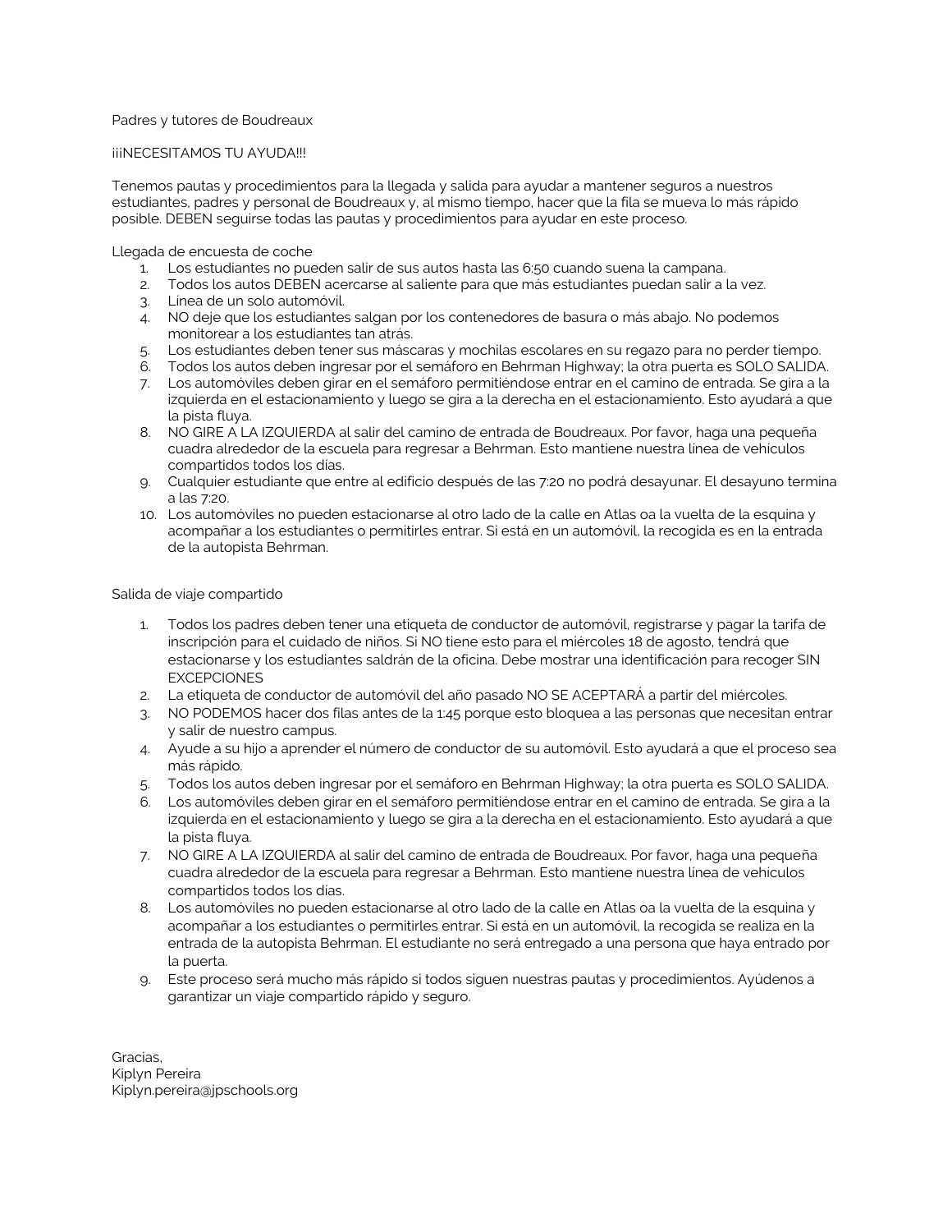Padres y tutores de Boudreaux

¡¡¡NECESITAMOS TU AYUDA!!!

Tenemos pautas y procedimientos para la llegada y salida para ayudar a mantener seguros a nuestros estudiantes, padres y personal de Boudreaux y, al mismo tiempo, hacer que la fila se mueva lo más rápido posible. DEBEN seguirse todas las pautas y procedimientos para ayudar en este proceso.

Llegada de encuesta de coche

1. Los estudiantes no pueden salir de sus autos hasta las 6:50 cuando suena la campana.
2. Todos los autos DEBEN acercarse al saliente para que más estudiantes puedan salir a la vez.
3. Línea de un solo automóvil.
4. NO deje que los estudiantes salgan por los contenedores de basura o más abajo. No podemos monitorear a los estudiantes tan atrás.
5. Los estudiantes deben tener sus máscaras y mochilas escolares en su regazo para no perder tiempo.
6. Todos los autos deben ingresar por el semáforo en Behrman Highway; la otra puerta es SOLO SALIDA.
7. Los automóviles deben girar en el semáforo permitiéndose entrar en el camino de entrada. Se gira a la izquierda en el estacionamiento y luego se gira a la derecha en el estacionamiento. Esto ayudará a que la pista fluya.
8. NO GIRE A LA IZQUIERDA al salir del camino de entrada de Boudreaux. Por favor, haga una pequeña cuadra alrededor de la escuela para regresar a Behrman. Esto mantiene nuestra línea de vehículos compartidos todos los días.
9. Cualquier estudiante que entre al edificio después de las 7:20 no podrá desayunar. El desayuno termina a las 7:20.
10. Los automóviles no pueden estacionarse al otro lado de la calle en Atlas oa la vuelta de la esquina y acompañar a los estudiantes o permitirles entrar. Si está en un automóvil, la recogida es en la entrada de la autopista Behrman.

Salida de viaje compartido

1. Todos los padres deben tener una etiqueta de conductor de automóvil, registrarse y pagar la tarifa de inscripción para el cuidado de niños. Si NO tiene esto para el miércoles 18 de agosto, tendrá que estacionarse y los estudiantes saldrán de la oficina. Debe mostrar una identificación para recoger SIN EXCEPCIONES
2. La etiqueta de conductor de automóvil del año pasado NO SE ACEPTARÁ a partir del miércoles.
3. NO PODEMOS hacer dos filas antes de la 1:45 porque esto bloquea a las personas que necesitan entrar y salir de nuestro campus.
4. Ayude a su hijo a aprender el número de conductor de su automóvil. Esto ayudará a que el proceso sea más rápido.
5. Todos los autos deben ingresar por el semáforo en Behrman Highway; la otra puerta es SOLO SALIDA.
6. Los automóviles deben girar en el semáforo permitiéndose entrar en el camino de entrada. Se gira a la izquierda en el estacionamiento y luego se gira a la derecha en el estacionamiento. Esto ayudará a que la pista fluya.
7. NO GIRE A LA IZQUIERDA al salir del camino de entrada de Boudreaux. Por favor, haga una pequeña cuadra alrededor de la escuela para regresar a Behrman. Esto mantiene nuestra línea de vehículos compartidos todos los días.
8. Los automóviles no pueden estacionarse al otro lado de la calle en Atlas oa la vuelta de la esquina y acompañar a los estudiantes o permitirles entrar. Si está en un automóvil, la recogida se realiza en la entrada de la autopista Behrman. El estudiante no será entregado a una persona que haya entrado por la puerta.
9. Este proceso será mucho más rápido si todos siguen nuestras pautas y procedimientos. Ayúdenos a garantizar un viaje compartido rápido y seguro.

Gracias,
Kiplyn Pereira
Kiplyn.pereira@jpschools.org